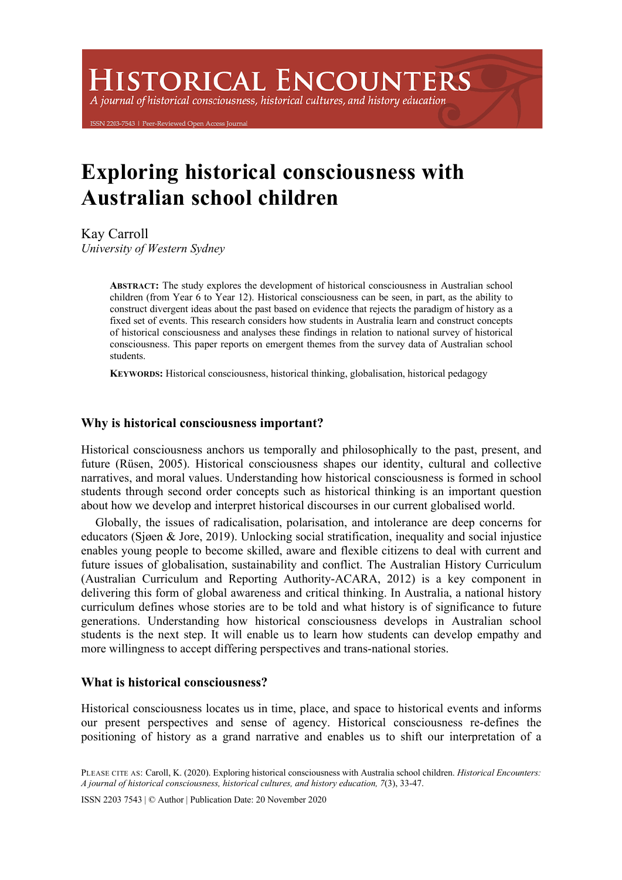# Exploring historical consciousness with Australian school children

Kay Carroll
*University of Western Sydney*

**ABSTRACT:** The study explores the development of historical consciousness in Australian school children (from Year 6 to Year 12). Historical consciousness can be seen, in part, as the ability to construct divergent ideas about the past based on evidence that rejects the paradigm of history as a fixed set of events. This research considers how students in Australia learn and construct concepts of historical consciousness and analyses these findings in relation to national survey of historical consciousness. This paper reports on emergent themes from the survey data of Australian school students.

**KEYWORDS:** Historical consciousness, historical thinking, globalisation, historical pedagogy

## Why is historical consciousness important?

Historical consciousness anchors us temporally and philosophically to the past, present, and future (Rüsen, 2005). Historical consciousness shapes our identity, cultural and collective narratives, and moral values. Understanding how historical consciousness is formed in school students through second order concepts such as historical thinking is an important question about how we develop and interpret historical discourses in our current globalised world.

Globally, the issues of radicalisation, polarisation, and intolerance are deep concerns for educators (Sjøen & Jore, 2019). Unlocking social stratification, inequality and social injustice enables young people to become skilled, aware and flexible citizens to deal with current and future issues of globalisation, sustainability and conflict. The Australian History Curriculum (Australian Curriculum and Reporting Authority-ACARA, 2012) is a key component in delivering this form of global awareness and critical thinking. In Australia, a national history curriculum defines whose stories are to be told and what history is of significance to future generations. Understanding how historical consciousness develops in Australian school students is the next step. It will enable us to learn how students can develop empathy and more willingness to accept differing perspectives and trans-national stories.

## What is historical consciousness?

Historical consciousness locates us in time, place, and space to historical events and informs our present perspectives and sense of agency. Historical consciousness re-defines the positioning of history as a grand narrative and enables us to shift our interpretation of a

PLEASE CITE AS: Caroll, K. (2020). Exploring historical consciousness with Australia school children. *Historical Encounters: A journal of historical consciousness, historical cultures, and history education, 7*(3), 33-47.

ISSN 2203 7543 | © Author | Publication Date: 20 November 2020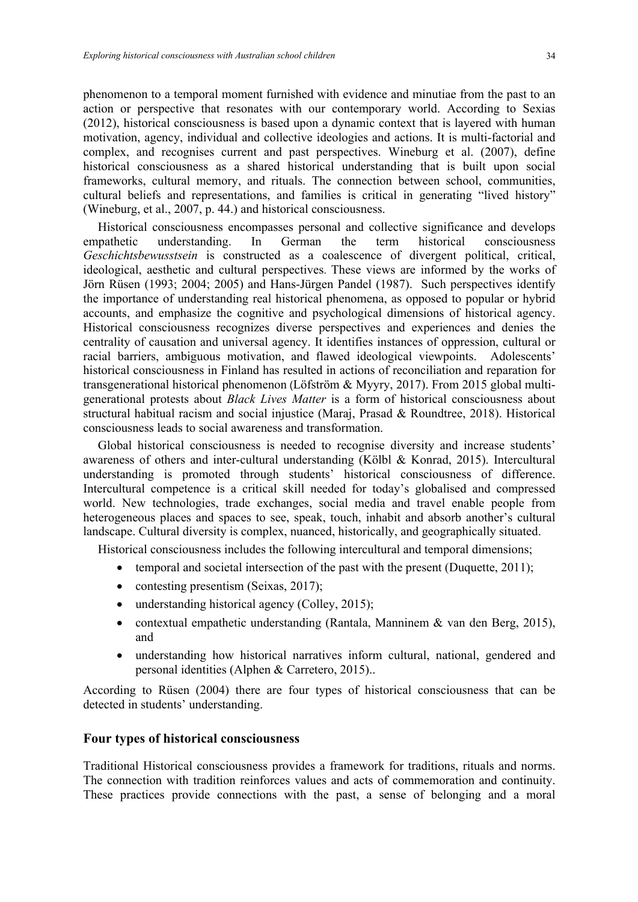phenomenon to a temporal moment furnished with evidence and minutiae from the past to an action or perspective that resonates with our contemporary world. According to Sexias (2012), historical consciousness is based upon a dynamic context that is layered with human motivation, agency, individual and collective ideologies and actions. It is multi-factorial and complex, and recognises current and past perspectives. Wineburg et al. (2007), define historical consciousness as a shared historical understanding that is built upon social frameworks, cultural memory, and rituals. The connection between school, communities, cultural beliefs and representations, and families is critical in generating "lived history" (Wineburg, et al., 2007, p. 44.) and historical consciousness.

Historical consciousness encompasses personal and collective significance and develops empathetic understanding. In German the term historical consciousness *Geschichtsbewusstsein* is constructed as a coalescence of divergent political, critical, ideological, aesthetic and cultural perspectives. These views are informed by the works of Jörn Rüsen (1993; 2004; 2005) and Hans-Jürgen Pandel (1987). Such perspectives identify the importance of understanding real historical phenomena, as opposed to popular or hybrid accounts, and emphasize the cognitive and psychological dimensions of historical agency. Historical consciousness recognizes diverse perspectives and experiences and denies the centrality of causation and universal agency. It identifies instances of oppression, cultural or racial barriers, ambiguous motivation, and flawed ideological viewpoints. Adolescents' historical consciousness in Finland has resulted in actions of reconciliation and reparation for transgenerational historical phenomenon (Löfström & Myyry, 2017). From 2015 global multi-generational protests about *Black Lives Matter* is a form of historical consciousness about structural habitual racism and social injustice (Maraj, Prasad & Roundtree, 2018). Historical consciousness leads to social awareness and transformation.

Global historical consciousness is needed to recognise diversity and increase students' awareness of others and inter-cultural understanding (Kölbl & Konrad, 2015). Intercultural understanding is promoted through students' historical consciousness of difference. Intercultural competence is a critical skill needed for today's globalised and compressed world. New technologies, trade exchanges, social media and travel enable people from heterogeneous places and spaces to see, speak, touch, inhabit and absorb another's cultural landscape. Cultural diversity is complex, nuanced, historically, and geographically situated.

Historical consciousness includes the following intercultural and temporal dimensions;

- temporal and societal intersection of the past with the present (Duquette, 2011);
- contesting presentism (Seixas, 2017);
- understanding historical agency (Colley, 2015);
- contextual empathetic understanding (Rantala, Manninem & van den Berg, 2015), and
- understanding how historical narratives inform cultural, national, gendered and personal identities (Alphen & Carretero, 2015)..

According to Rüsen (2004) there are four types of historical consciousness that can be detected in students' understanding.

## Four types of historical consciousness

Traditional Historical consciousness provides a framework for traditions, rituals and norms. The connection with tradition reinforces values and acts of commemoration and continuity. These practices provide connections with the past, a sense of belonging and a moral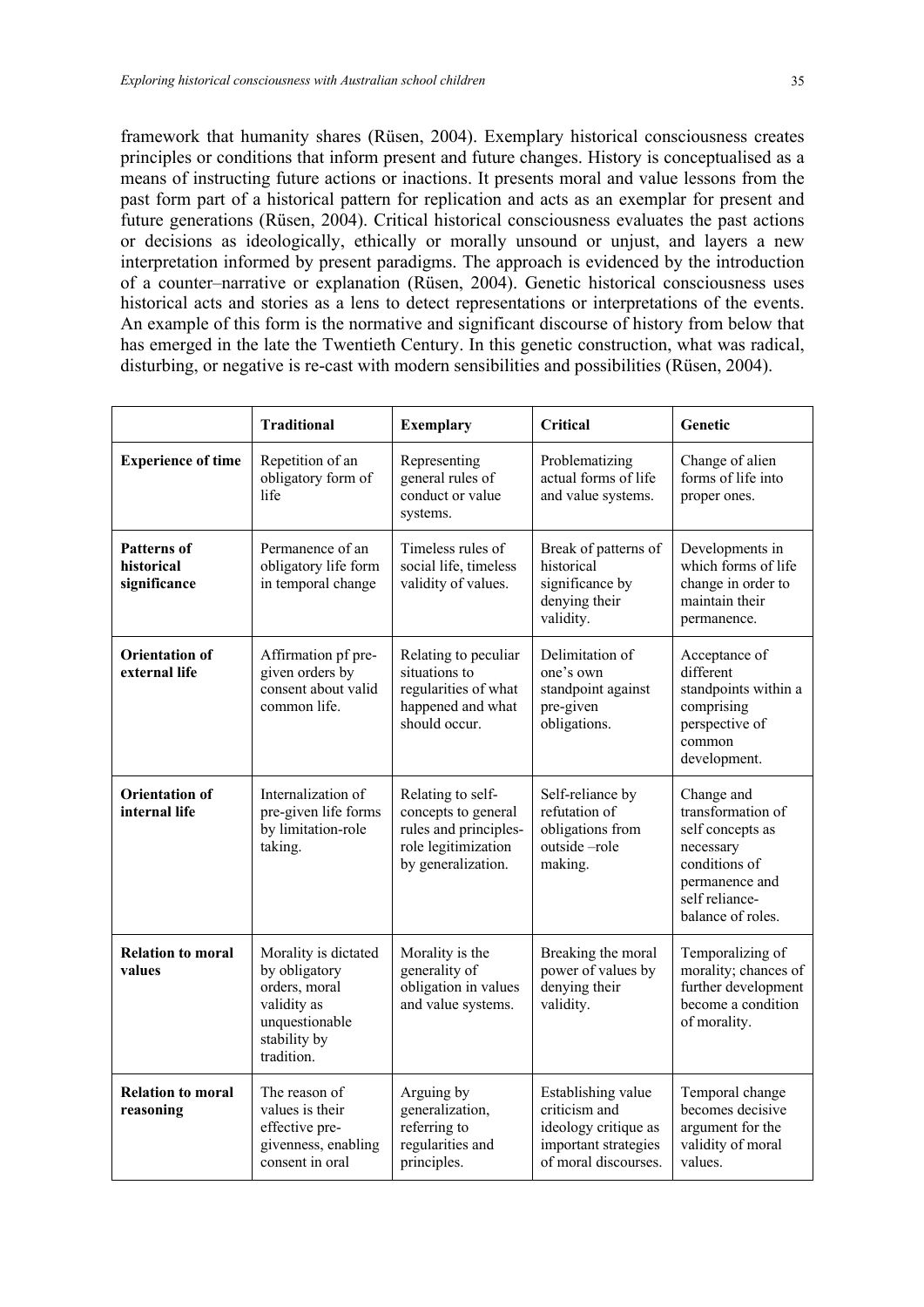framework that humanity shares (Rüsen, 2004). Exemplary historical consciousness creates principles or conditions that inform present and future changes. History is conceptualised as a means of instructing future actions or inactions. It presents moral and value lessons from the past form part of a historical pattern for replication and acts as an exemplar for present and future generations (Rüsen, 2004). Critical historical consciousness evaluates the past actions or decisions as ideologically, ethically or morally unsound or unjust, and layers a new interpretation informed by present paradigms. The approach is evidenced by the introduction of a counter–narrative or explanation (Rüsen, 2004). Genetic historical consciousness uses historical acts and stories as a lens to detect representations or interpretations of the events. An example of this form is the normative and significant discourse of history from below that has emerged in the late the Twentieth Century. In this genetic construction, what was radical, disturbing, or negative is re-cast with modern sensibilities and possibilities (Rüsen, 2004).

| | **Traditional** | **Exemplary** | **Critical** | **Genetic** |
|---|---|---|---|---|
| **Experience of time** | Repetition of an obligatory form of life | Representing general rules of conduct or value systems. | Problematizing actual forms of life and value systems. | Change of alien forms of life into proper ones. |
| **Patterns of historical significance** | Permanence of an obligatory life form in temporal change | Timeless rules of social life, timeless validity of values. | Break of patterns of historical significance by denying their validity. | Developments in which forms of life change in order to maintain their permanence. |
| **Orientation of external life** | Affirmation pf pre-given orders by consent about valid common life. | Relating to peculiar situations to regularities of what happened and what should occur. | Delimitation of one's own standpoint against pre-given obligations. | Acceptance of different standpoints within a comprising perspective of common development. |
| **Orientation of internal life** | Internalization of pre-given life forms by limitation-role taking. | Relating to self-concepts to general rules and principles-role legitimization by generalization. | Self-reliance by refutation of obligations from outside –role making. | Change and transformation of self concepts as necessary conditions of permanence and self reliance-balance of roles. |
| **Relation to moral values** | Morality is dictated by obligatory orders, moral validity as unquestionable stability by tradition. | Morality is the generality of obligation in values and value systems. | Breaking the moral power of values by denying their validity. | Temporalizing of morality; chances of further development become a condition of morality. |
| **Relation to moral reasoning** | The reason of values is their effective pre-givenness, enabling consent in oral | Arguing by generalization, referring to regularities and principles. | Establishing value criticism and ideology critique as important strategies of moral discourses. | Temporal change becomes decisive argument for the validity of moral values. |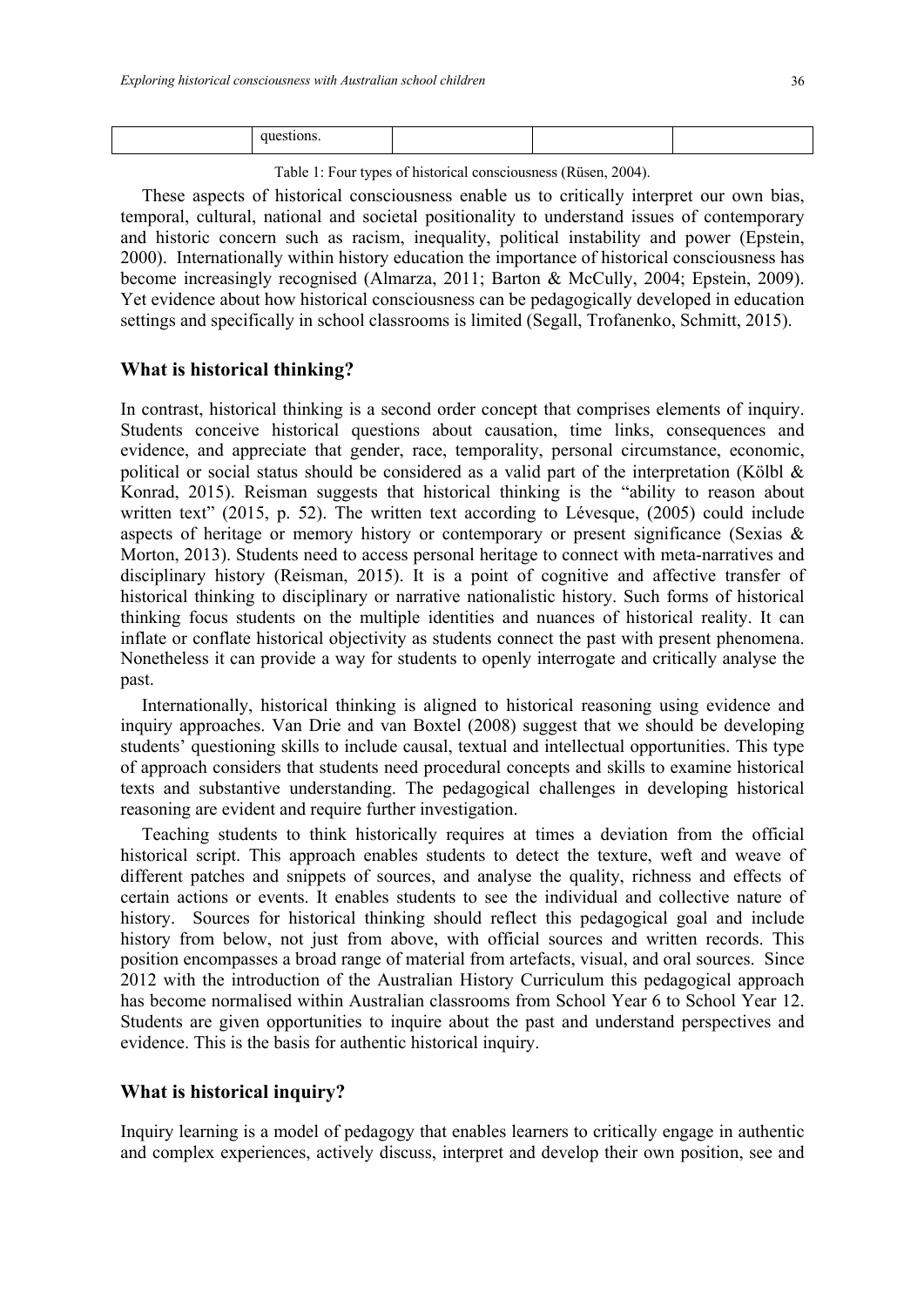|  | questions. |  |  |  |
| --- | --- | --- | --- | --- |

Table 1: Four types of historical consciousness (Rüsen, 2004).

These aspects of historical consciousness enable us to critically interpret our own bias, temporal, cultural, national and societal positionality to understand issues of contemporary and historic concern such as racism, inequality, political instability and power (Epstein, 2000). Internationally within history education the importance of historical consciousness has become increasingly recognised (Almarza, 2011; Barton & McCully, 2004; Epstein, 2009). Yet evidence about how historical consciousness can be pedagogically developed in education settings and specifically in school classrooms is limited (Segall, Trofanenko, Schmitt, 2015).

## What is historical thinking?

In contrast, historical thinking is a second order concept that comprises elements of inquiry. Students conceive historical questions about causation, time links, consequences and evidence, and appreciate that gender, race, temporality, personal circumstance, economic, political or social status should be considered as a valid part of the interpretation (Kölbl & Konrad, 2015). Reisman suggests that historical thinking is the "ability to reason about written text" (2015, p. 52). The written text according to Lévesque, (2005) could include aspects of heritage or memory history or contemporary or present significance (Sexias & Morton, 2013). Students need to access personal heritage to connect with meta-narratives and disciplinary history (Reisman, 2015). It is a point of cognitive and affective transfer of historical thinking to disciplinary or narrative nationalistic history. Such forms of historical thinking focus students on the multiple identities and nuances of historical reality. It can inflate or conflate historical objectivity as students connect the past with present phenomena. Nonetheless it can provide a way for students to openly interrogate and critically analyse the past.

Internationally, historical thinking is aligned to historical reasoning using evidence and inquiry approaches. Van Drie and van Boxtel (2008) suggest that we should be developing students' questioning skills to include causal, textual and intellectual opportunities. This type of approach considers that students need procedural concepts and skills to examine historical texts and substantive understanding. The pedagogical challenges in developing historical reasoning are evident and require further investigation.

Teaching students to think historically requires at times a deviation from the official historical script. This approach enables students to detect the texture, weft and weave of different patches and snippets of sources, and analyse the quality, richness and effects of certain actions or events. It enables students to see the individual and collective nature of history. Sources for historical thinking should reflect this pedagogical goal and include history from below, not just from above, with official sources and written records. This position encompasses a broad range of material from artefacts, visual, and oral sources. Since 2012 with the introduction of the Australian History Curriculum this pedagogical approach has become normalised within Australian classrooms from School Year 6 to School Year 12. Students are given opportunities to inquire about the past and understand perspectives and evidence. This is the basis for authentic historical inquiry.

## What is historical inquiry?

Inquiry learning is a model of pedagogy that enables learners to critically engage in authentic and complex experiences, actively discuss, interpret and develop their own position, see and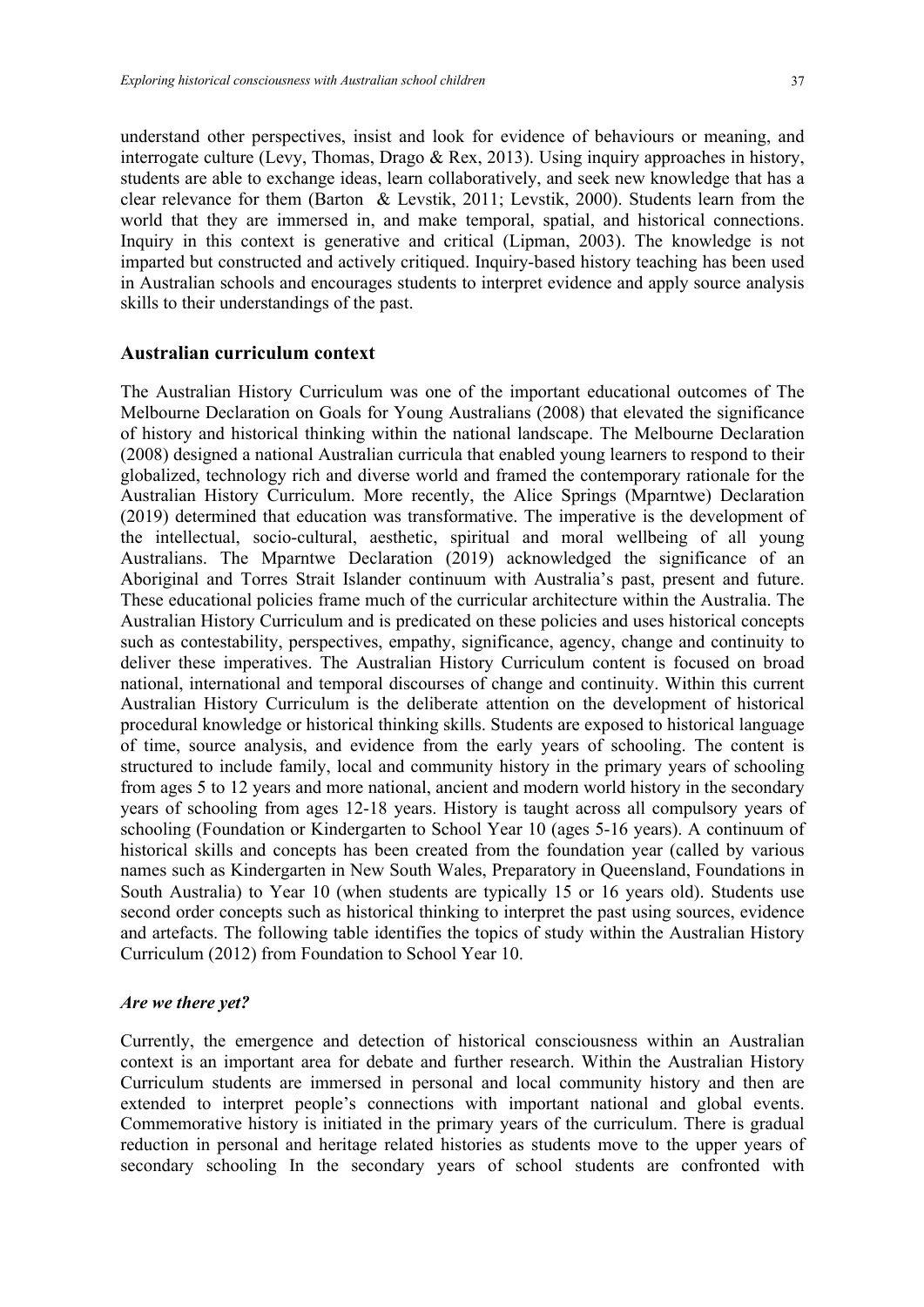understand other perspectives, insist and look for evidence of behaviours or meaning, and interrogate culture (Levy, Thomas, Drago & Rex, 2013). Using inquiry approaches in history, students are able to exchange ideas, learn collaboratively, and seek new knowledge that has a clear relevance for them (Barton & Levstik, 2011; Levstik, 2000). Students learn from the world that they are immersed in, and make temporal, spatial, and historical connections. Inquiry in this context is generative and critical (Lipman, 2003). The knowledge is not imparted but constructed and actively critiqued. Inquiry-based history teaching has been used in Australian schools and encourages students to interpret evidence and apply source analysis skills to their understandings of the past.

## Australian curriculum context

The Australian History Curriculum was one of the important educational outcomes of The Melbourne Declaration on Goals for Young Australians (2008) that elevated the significance of history and historical thinking within the national landscape. The Melbourne Declaration (2008) designed a national Australian curricula that enabled young learners to respond to their globalized, technology rich and diverse world and framed the contemporary rationale for the Australian History Curriculum. More recently, the Alice Springs (Mparntwe) Declaration (2019) determined that education was transformative. The imperative is the development of the intellectual, socio-cultural, aesthetic, spiritual and moral wellbeing of all young Australians. The Mparntwe Declaration (2019) acknowledged the significance of an Aboriginal and Torres Strait Islander continuum with Australia's past, present and future. These educational policies frame much of the curricular architecture within the Australia. The Australian History Curriculum and is predicated on these policies and uses historical concepts such as contestability, perspectives, empathy, significance, agency, change and continuity to deliver these imperatives. The Australian History Curriculum content is focused on broad national, international and temporal discourses of change and continuity. Within this current Australian History Curriculum is the deliberate attention on the development of historical procedural knowledge or historical thinking skills. Students are exposed to historical language of time, source analysis, and evidence from the early years of schooling. The content is structured to include family, local and community history in the primary years of schooling from ages 5 to 12 years and more national, ancient and modern world history in the secondary years of schooling from ages 12-18 years. History is taught across all compulsory years of schooling (Foundation or Kindergarten to School Year 10 (ages 5-16 years). A continuum of historical skills and concepts has been created from the foundation year (called by various names such as Kindergarten in New South Wales, Preparatory in Queensland, Foundations in South Australia) to Year 10 (when students are typically 15 or 16 years old). Students use second order concepts such as historical thinking to interpret the past using sources, evidence and artefacts. The following table identifies the topics of study within the Australian History Curriculum (2012) from Foundation to School Year 10.

### *Are we there yet?*

Currently, the emergence and detection of historical consciousness within an Australian context is an important area for debate and further research. Within the Australian History Curriculum students are immersed in personal and local community history and then are extended to interpret people's connections with important national and global events. Commemorative history is initiated in the primary years of the curriculum. There is gradual reduction in personal and heritage related histories as students move to the upper years of secondary schooling In the secondary years of school students are confronted with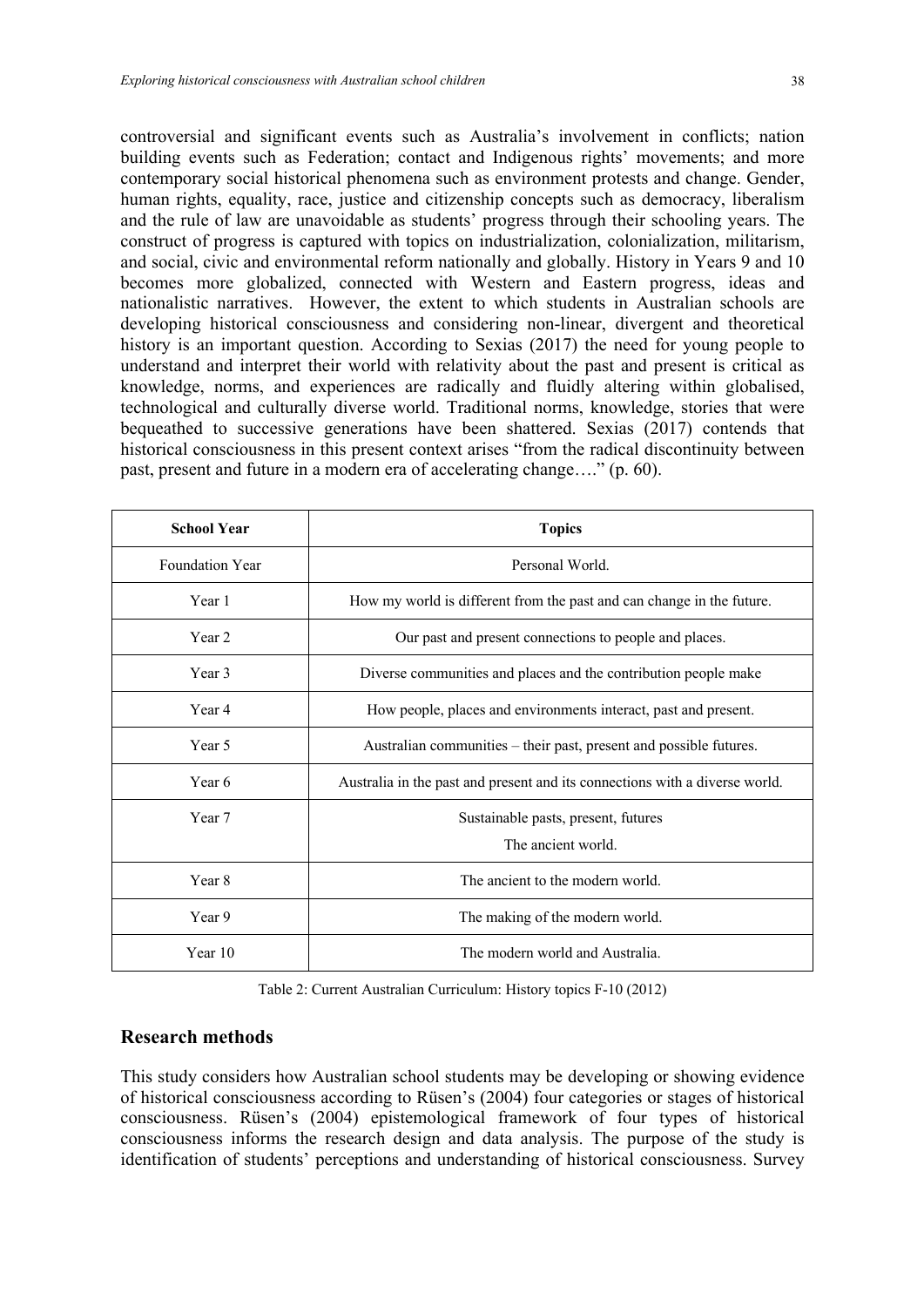controversial and significant events such as Australia's involvement in conflicts; nation building events such as Federation; contact and Indigenous rights' movements; and more contemporary social historical phenomena such as environment protests and change. Gender, human rights, equality, race, justice and citizenship concepts such as democracy, liberalism and the rule of law are unavoidable as students' progress through their schooling years. The construct of progress is captured with topics on industrialization, colonialization, militarism, and social, civic and environmental reform nationally and globally. History in Years 9 and 10 becomes more globalized, connected with Western and Eastern progress, ideas and nationalistic narratives. However, the extent to which students in Australian schools are developing historical consciousness and considering non-linear, divergent and theoretical history is an important question. According to Sexias (2017) the need for young people to understand and interpret their world with relativity about the past and present is critical as knowledge, norms, and experiences are radically and fluidly altering within globalised, technological and culturally diverse world. Traditional norms, knowledge, stories that were bequeathed to successive generations have been shattered. Sexias (2017) contends that historical consciousness in this present context arises "from the radical discontinuity between past, present and future in a modern era of accelerating change…." (p. 60).

| School Year | Topics |
|---|---|
| Foundation Year | Personal World. |
| Year 1 | How my world is different from the past and can change in the future. |
| Year 2 | Our past and present connections to people and places. |
| Year 3 | Diverse communities and places and the contribution people make |
| Year 4 | How people, places and environments interact, past and present. |
| Year 5 | Australian communities – their past, present and possible futures. |
| Year 6 | Australia in the past and present and its connections with a diverse world. |
| Year 7 | Sustainable pasts, present, futures<br>The ancient world. |
| Year 8 | The ancient to the modern world. |
| Year 9 | The making of the modern world. |
| Year 10 | The modern world and Australia. |

Table 2: Current Australian Curriculum: History topics F-10 (2012)

## Research methods

This study considers how Australian school students may be developing or showing evidence of historical consciousness according to Rüsen's (2004) four categories or stages of historical consciousness. Rüsen's (2004) epistemological framework of four types of historical consciousness informs the research design and data analysis. The purpose of the study is identification of students' perceptions and understanding of historical consciousness. Survey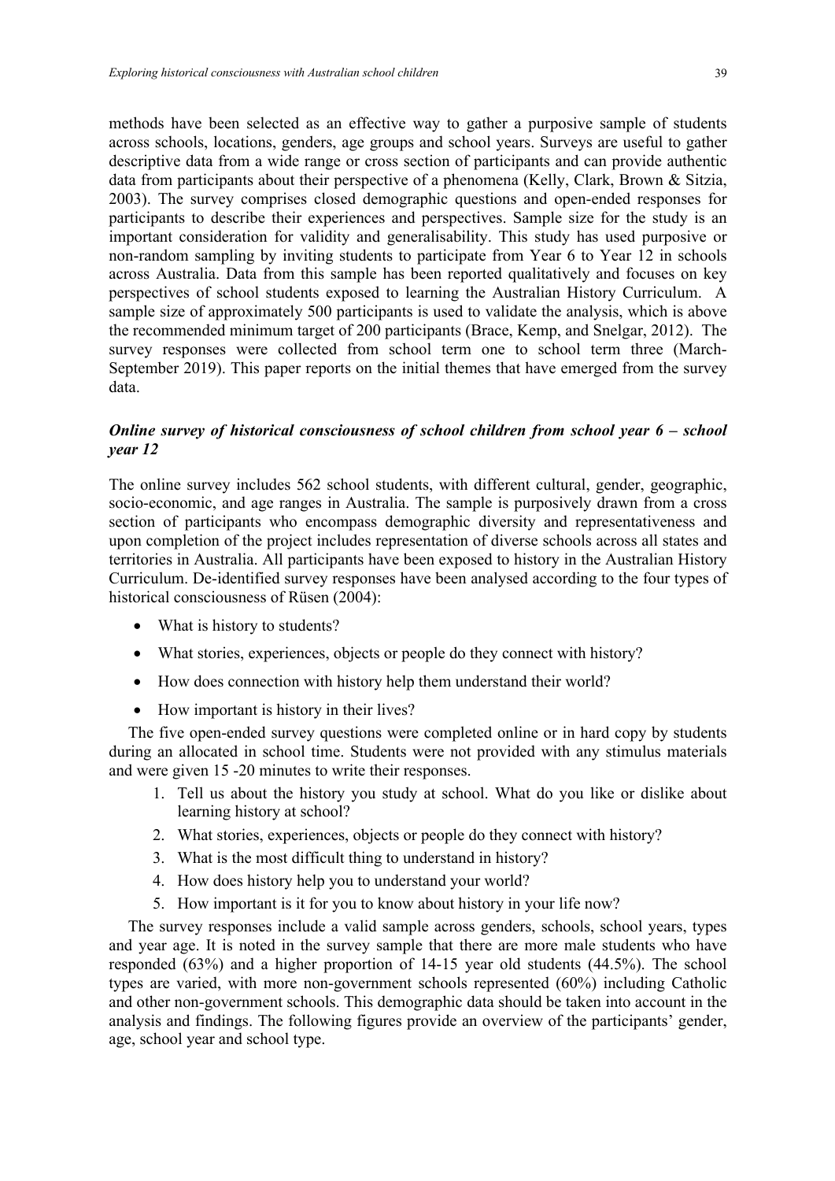methods have been selected as an effective way to gather a purposive sample of students across schools, locations, genders, age groups and school years. Surveys are useful to gather descriptive data from a wide range or cross section of participants and can provide authentic data from participants about their perspective of a phenomena (Kelly, Clark, Brown & Sitzia, 2003). The survey comprises closed demographic questions and open-ended responses for participants to describe their experiences and perspectives. Sample size for the study is an important consideration for validity and generalisability. This study has used purposive or non-random sampling by inviting students to participate from Year 6 to Year 12 in schools across Australia. Data from this sample has been reported qualitatively and focuses on key perspectives of school students exposed to learning the Australian History Curriculum. A sample size of approximately 500 participants is used to validate the analysis, which is above the recommended minimum target of 200 participants (Brace, Kemp, and Snelgar, 2012). The survey responses were collected from school term one to school term three (March-September 2019). This paper reports on the initial themes that have emerged from the survey data.

### *Online survey of historical consciousness of school children from school year 6 – school year 12*

The online survey includes 562 school students, with different cultural, gender, geographic, socio-economic, and age ranges in Australia. The sample is purposively drawn from a cross section of participants who encompass demographic diversity and representativeness and upon completion of the project includes representation of diverse schools across all states and territories in Australia. All participants have been exposed to history in the Australian History Curriculum. De-identified survey responses have been analysed according to the four types of historical consciousness of Rüsen (2004):

- What is history to students?
- What stories, experiences, objects or people do they connect with history?
- How does connection with history help them understand their world?
- How important is history in their lives?

The five open-ended survey questions were completed online or in hard copy by students during an allocated in school time. Students were not provided with any stimulus materials and were given 15 -20 minutes to write their responses.

1. Tell us about the history you study at school. What do you like or dislike about learning history at school?
2. What stories, experiences, objects or people do they connect with history?
3. What is the most difficult thing to understand in history?
4. How does history help you to understand your world?
5. How important is it for you to know about history in your life now?

The survey responses include a valid sample across genders, schools, school years, types and year age. It is noted in the survey sample that there are more male students who have responded (63%) and a higher proportion of 14-15 year old students (44.5%). The school types are varied, with more non-government schools represented (60%) including Catholic and other non-government schools. This demographic data should be taken into account in the analysis and findings. The following figures provide an overview of the participants' gender, age, school year and school type.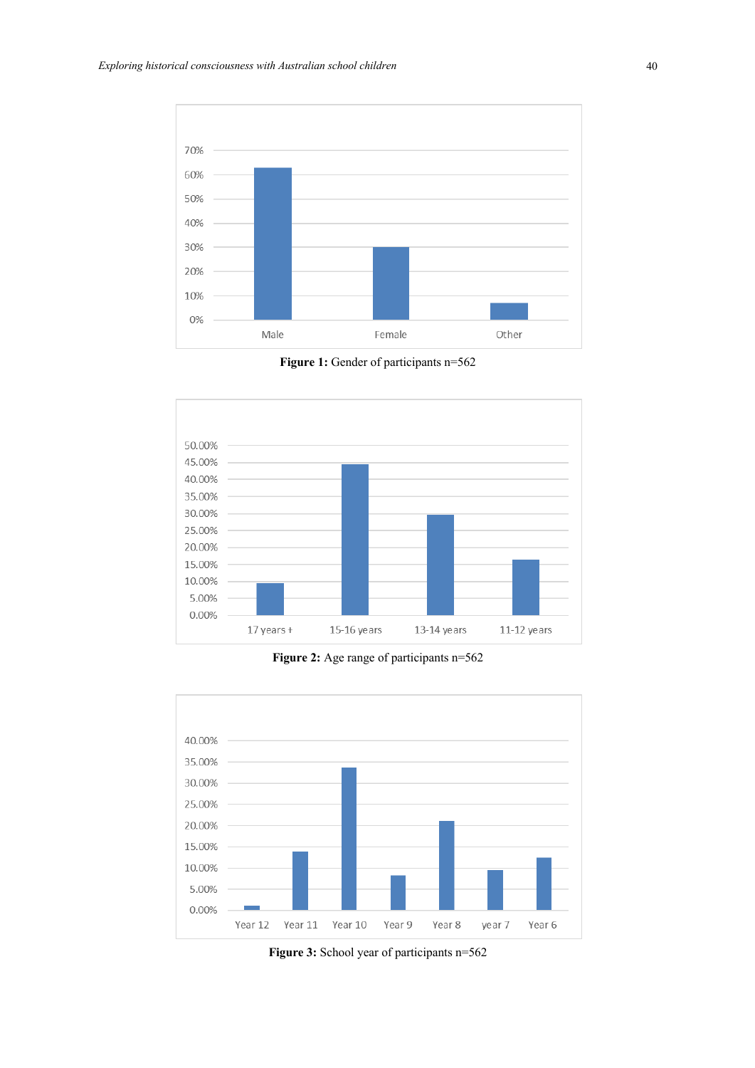**Figure 1:** Gender of participants n=562

**Figure 2:** Age range of participants n=562

**Figure 3:** School year of participants n=562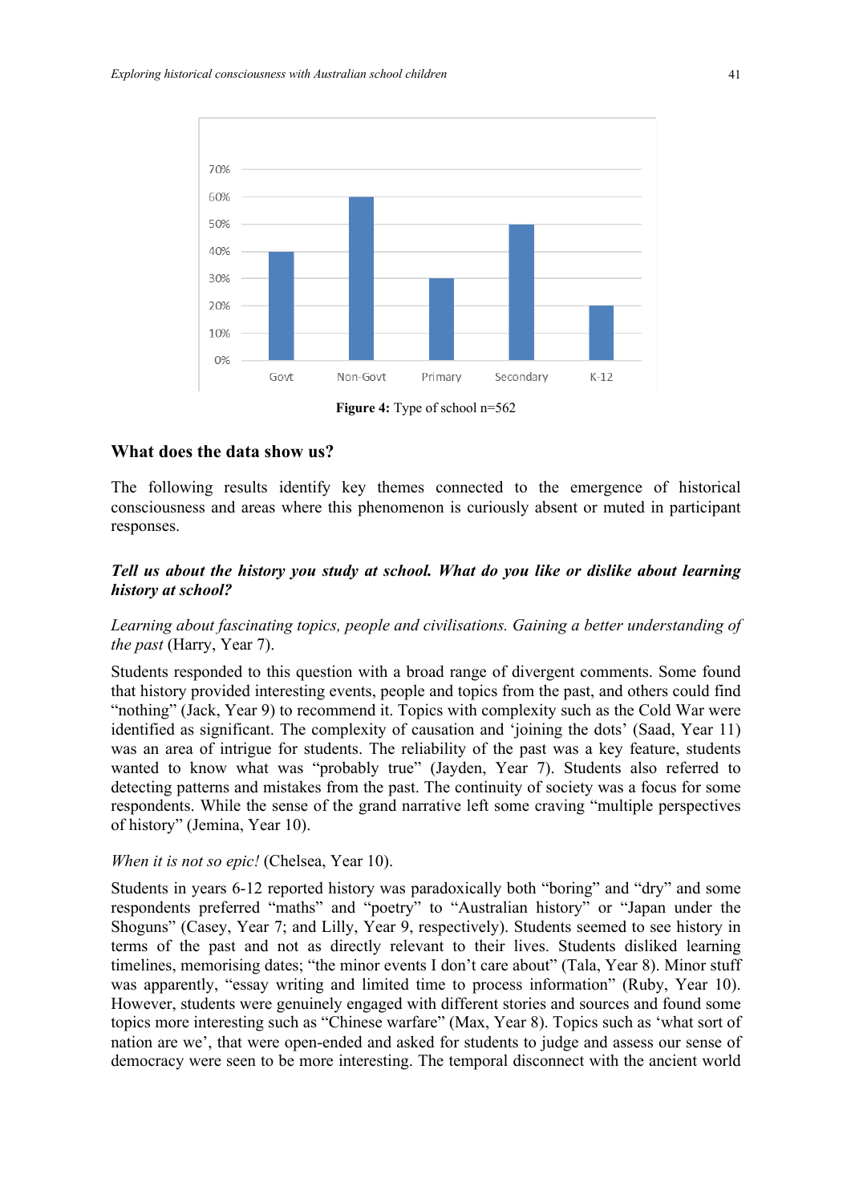| | Govt | Non-Govt | Primary | Secondary | K-12 |
|---|---|---|---|---|---|
| % | 40% | 60% | 30% | 50% | 20% |

**Figure 4:** Type of school n=562

### What does the data show us?

The following results identify key themes connected to the emergence of historical consciousness and areas where this phenomenon is curiously absent or muted in participant responses.

#### *Tell us about the history you study at school. What do you like or dislike about learning history at school?*

*Learning about fascinating topics, people and civilisations. Gaining a better understanding of the past* (Harry, Year 7).

Students responded to this question with a broad range of divergent comments. Some found that history provided interesting events, people and topics from the past, and others could find "nothing" (Jack, Year 9) to recommend it. Topics with complexity such as the Cold War were identified as significant. The complexity of causation and 'joining the dots' (Saad, Year 11) was an area of intrigue for students. The reliability of the past was a key feature, students wanted to know what was "probably true" (Jayden, Year 7). Students also referred to detecting patterns and mistakes from the past. The continuity of society was a focus for some respondents. While the sense of the grand narrative left some craving "multiple perspectives of history" (Jemina, Year 10).

*When it is not so epic!* (Chelsea, Year 10).

Students in years 6-12 reported history was paradoxically both "boring" and "dry" and some respondents preferred "maths" and "poetry" to "Australian history" or "Japan under the Shoguns" (Casey, Year 7; and Lilly, Year 9, respectively). Students seemed to see history in terms of the past and not as directly relevant to their lives. Students disliked learning timelines, memorising dates; "the minor events I don't care about" (Tala, Year 8). Minor stuff was apparently, "essay writing and limited time to process information" (Ruby, Year 10). However, students were genuinely engaged with different stories and sources and found some topics more interesting such as "Chinese warfare" (Max, Year 8). Topics such as 'what sort of nation are we', that were open-ended and asked for students to judge and assess our sense of democracy were seen to be more interesting. The temporal disconnect with the ancient world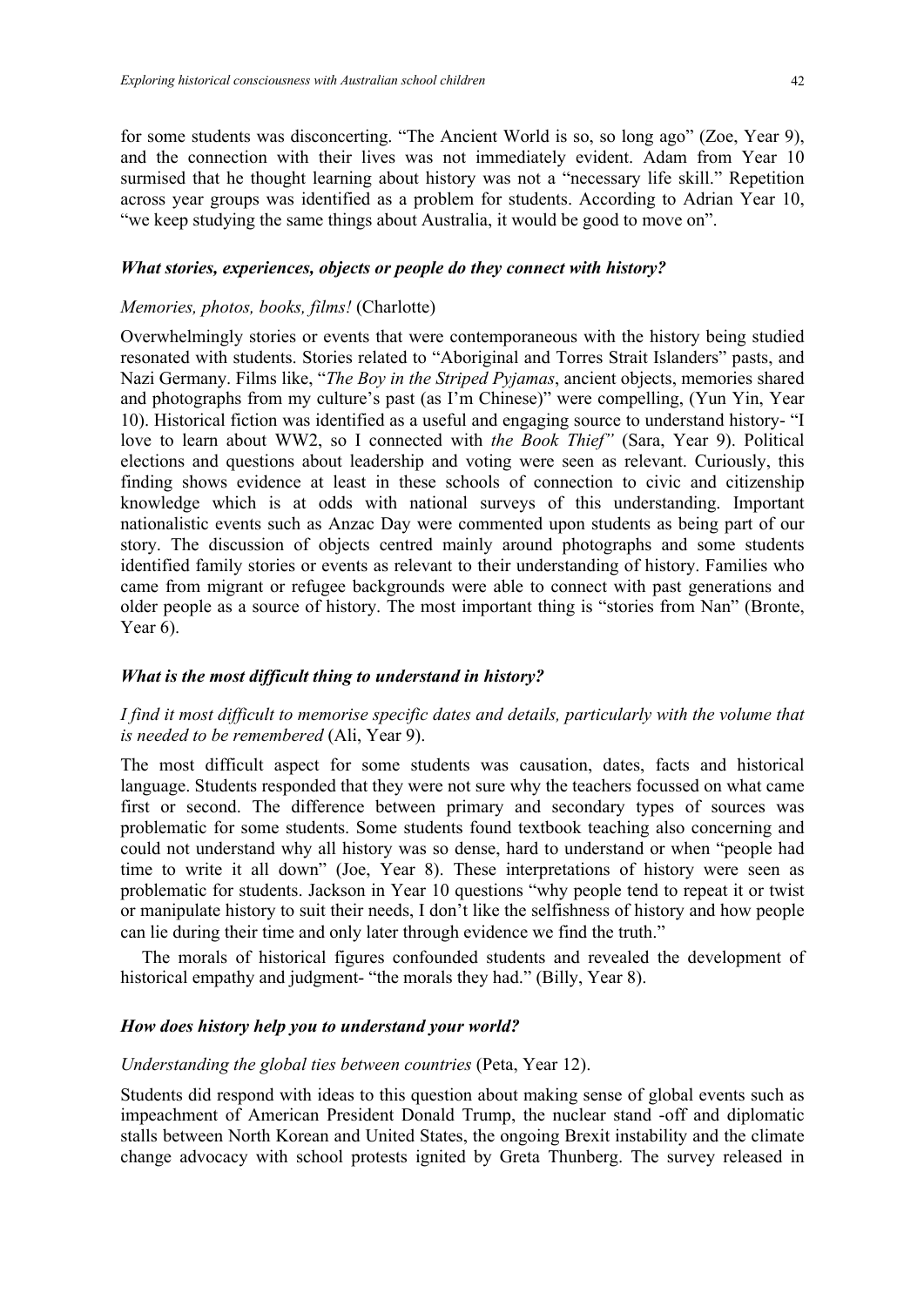for some students was disconcerting. "The Ancient World is so, so long ago" (Zoe, Year 9), and the connection with their lives was not immediately evident. Adam from Year 10 surmised that he thought learning about history was not a "necessary life skill." Repetition across year groups was identified as a problem for students. According to Adrian Year 10, "we keep studying the same things about Australia, it would be good to move on".

### *What stories, experiences, objects or people do they connect with history?*

*Memories, photos, books, films!* (Charlotte)

Overwhelmingly stories or events that were contemporaneous with the history being studied resonated with students. Stories related to "Aboriginal and Torres Strait Islanders" pasts, and Nazi Germany. Films like, "*The Boy in the Striped Pyjamas*, ancient objects, memories shared and photographs from my culture's past (as I'm Chinese)" were compelling, (Yun Yin, Year 10). Historical fiction was identified as a useful and engaging source to understand history- "I love to learn about WW2, so I connected with *the Book Thief"* (Sara, Year 9). Political elections and questions about leadership and voting were seen as relevant. Curiously, this finding shows evidence at least in these schools of connection to civic and citizenship knowledge which is at odds with national surveys of this understanding. Important nationalistic events such as Anzac Day were commented upon students as being part of our story. The discussion of objects centred mainly around photographs and some students identified family stories or events as relevant to their understanding of history. Families who came from migrant or refugee backgrounds were able to connect with past generations and older people as a source of history. The most important thing is "stories from Nan" (Bronte, Year 6).

### *What is the most difficult thing to understand in history?*

*I find it most difficult to memorise specific dates and details, particularly with the volume that is needed to be remembered* (Ali, Year 9).

The most difficult aspect for some students was causation, dates, facts and historical language. Students responded that they were not sure why the teachers focussed on what came first or second. The difference between primary and secondary types of sources was problematic for some students. Some students found textbook teaching also concerning and could not understand why all history was so dense, hard to understand or when "people had time to write it all down" (Joe, Year 8). These interpretations of history were seen as problematic for students. Jackson in Year 10 questions "why people tend to repeat it or twist or manipulate history to suit their needs, I don't like the selfishness of history and how people can lie during their time and only later through evidence we find the truth."

The morals of historical figures confounded students and revealed the development of historical empathy and judgment- "the morals they had." (Billy, Year 8).

### *How does history help you to understand your world?*

*Understanding the global ties between countries* (Peta, Year 12).

Students did respond with ideas to this question about making sense of global events such as impeachment of American President Donald Trump, the nuclear stand -off and diplomatic stalls between North Korean and United States, the ongoing Brexit instability and the climate change advocacy with school protests ignited by Greta Thunberg. The survey released in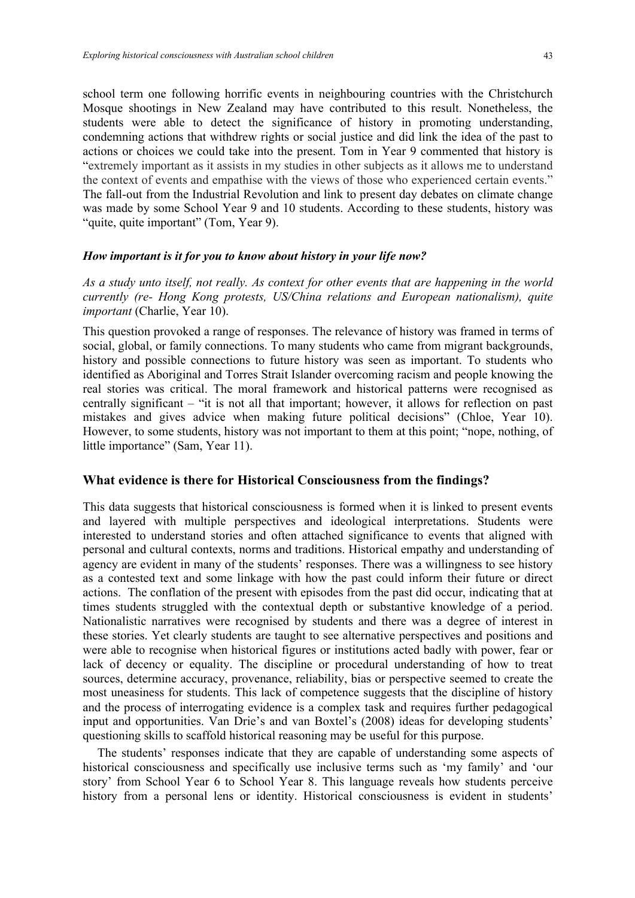school term one following horrific events in neighbouring countries with the Christchurch Mosque shootings in New Zealand may have contributed to this result. Nonetheless, the students were able to detect the significance of history in promoting understanding, condemning actions that withdrew rights or social justice and did link the idea of the past to actions or choices we could take into the present. Tom in Year 9 commented that history is "extremely important as it assists in my studies in other subjects as it allows me to understand the context of events and empathise with the views of those who experienced certain events." The fall-out from the Industrial Revolution and link to present day debates on climate change was made by some School Year 9 and 10 students. According to these students, history was "quite, quite important" (Tom, Year 9).

#### *How important is it for you to know about history in your life now?*

*As a study unto itself, not really. As context for other events that are happening in the world currently (re- Hong Kong protests, US/China relations and European nationalism), quite important* (Charlie, Year 10).

This question provoked a range of responses. The relevance of history was framed in terms of social, global, or family connections. To many students who came from migrant backgrounds, history and possible connections to future history was seen as important. To students who identified as Aboriginal and Torres Strait Islander overcoming racism and people knowing the real stories was critical. The moral framework and historical patterns were recognised as centrally significant – "it is not all that important; however, it allows for reflection on past mistakes and gives advice when making future political decisions" (Chloe, Year 10). However, to some students, history was not important to them at this point; "nope, nothing, of little importance" (Sam, Year 11).

## What evidence is there for Historical Consciousness from the findings?

This data suggests that historical consciousness is formed when it is linked to present events and layered with multiple perspectives and ideological interpretations. Students were interested to understand stories and often attached significance to events that aligned with personal and cultural contexts, norms and traditions. Historical empathy and understanding of agency are evident in many of the students' responses. There was a willingness to see history as a contested text and some linkage with how the past could inform their future or direct actions. The conflation of the present with episodes from the past did occur, indicating that at times students struggled with the contextual depth or substantive knowledge of a period. Nationalistic narratives were recognised by students and there was a degree of interest in these stories. Yet clearly students are taught to see alternative perspectives and positions and were able to recognise when historical figures or institutions acted badly with power, fear or lack of decency or equality. The discipline or procedural understanding of how to treat sources, determine accuracy, provenance, reliability, bias or perspective seemed to create the most uneasiness for students. This lack of competence suggests that the discipline of history and the process of interrogating evidence is a complex task and requires further pedagogical input and opportunities. Van Drie's and van Boxtel's (2008) ideas for developing students' questioning skills to scaffold historical reasoning may be useful for this purpose.

The students' responses indicate that they are capable of understanding some aspects of historical consciousness and specifically use inclusive terms such as 'my family' and 'our story' from School Year 6 to School Year 8. This language reveals how students perceive history from a personal lens or identity. Historical consciousness is evident in students'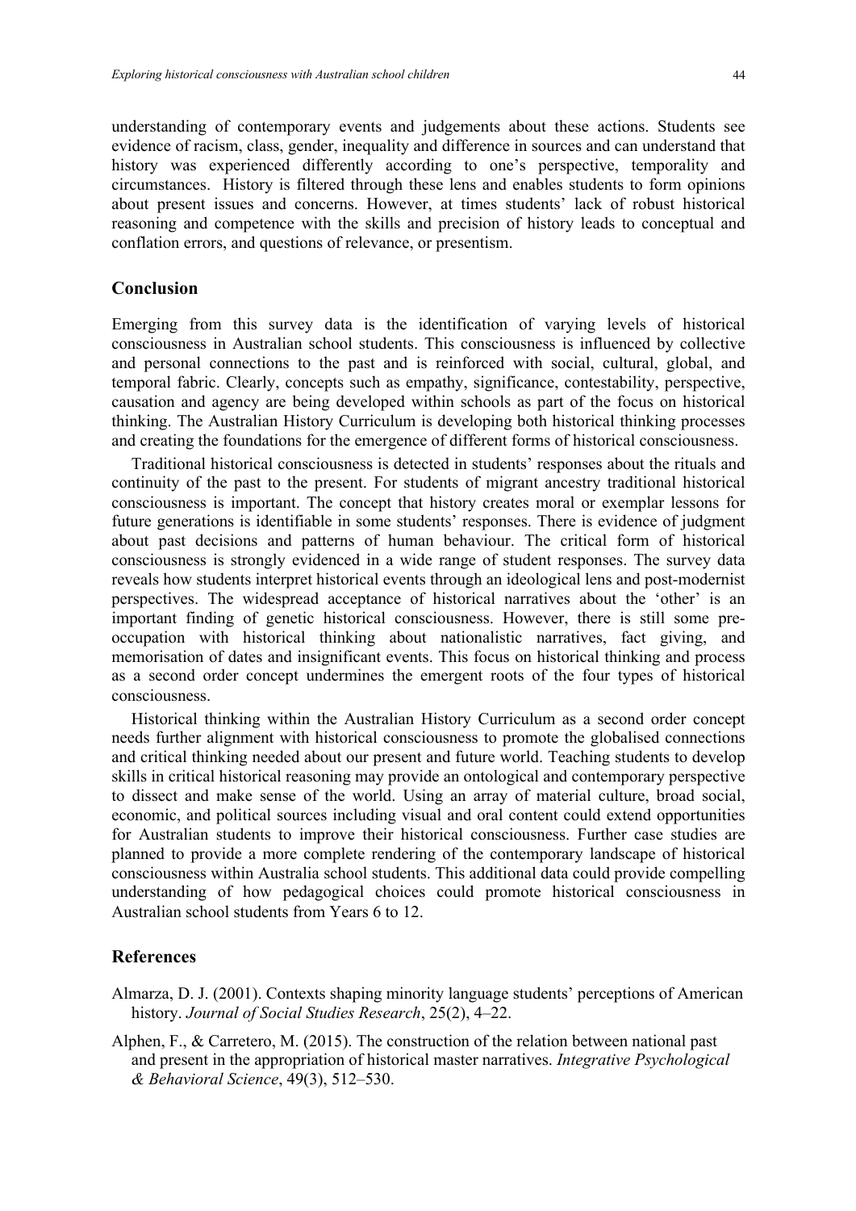understanding of contemporary events and judgements about these actions. Students see evidence of racism, class, gender, inequality and difference in sources and can understand that history was experienced differently according to one's perspective, temporality and circumstances. History is filtered through these lens and enables students to form opinions about present issues and concerns. However, at times students' lack of robust historical reasoning and competence with the skills and precision of history leads to conceptual and conflation errors, and questions of relevance, or presentism.

## Conclusion

Emerging from this survey data is the identification of varying levels of historical consciousness in Australian school students. This consciousness is influenced by collective and personal connections to the past and is reinforced with social, cultural, global, and temporal fabric. Clearly, concepts such as empathy, significance, contestability, perspective, causation and agency are being developed within schools as part of the focus on historical thinking. The Australian History Curriculum is developing both historical thinking processes and creating the foundations for the emergence of different forms of historical consciousness.

Traditional historical consciousness is detected in students' responses about the rituals and continuity of the past to the present. For students of migrant ancestry traditional historical consciousness is important. The concept that history creates moral or exemplar lessons for future generations is identifiable in some students' responses. There is evidence of judgment about past decisions and patterns of human behaviour. The critical form of historical consciousness is strongly evidenced in a wide range of student responses. The survey data reveals how students interpret historical events through an ideological lens and post-modernist perspectives. The widespread acceptance of historical narratives about the 'other' is an important finding of genetic historical consciousness. However, there is still some pre-occupation with historical thinking about nationalistic narratives, fact giving, and memorisation of dates and insignificant events. This focus on historical thinking and process as a second order concept undermines the emergent roots of the four types of historical consciousness.

Historical thinking within the Australian History Curriculum as a second order concept needs further alignment with historical consciousness to promote the globalised connections and critical thinking needed about our present and future world. Teaching students to develop skills in critical historical reasoning may provide an ontological and contemporary perspective to dissect and make sense of the world. Using an array of material culture, broad social, economic, and political sources including visual and oral content could extend opportunities for Australian students to improve their historical consciousness. Further case studies are planned to provide a more complete rendering of the contemporary landscape of historical consciousness within Australia school students. This additional data could provide compelling understanding of how pedagogical choices could promote historical consciousness in Australian school students from Years 6 to 12.

## References

Almarza, D. J. (2001). Contexts shaping minority language students' perceptions of American history. *Journal of Social Studies Research*, 25(2), 4–22.

Alphen, F., & Carretero, M. (2015). The construction of the relation between national past and present in the appropriation of historical master narratives. *Integrative Psychological & Behavioral Science*, 49(3), 512–530.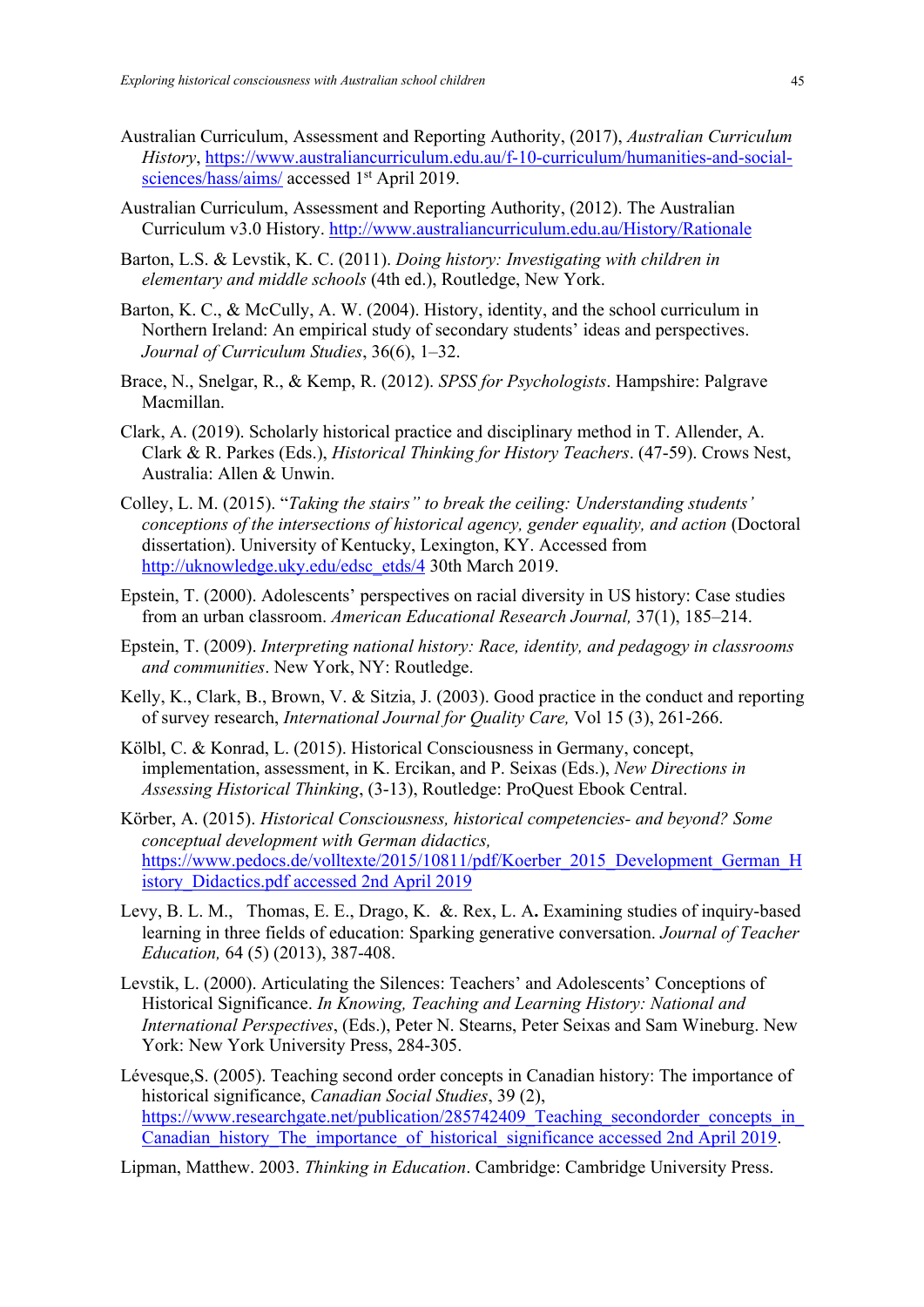Australian Curriculum, Assessment and Reporting Authority, (2017), *Australian Curriculum History*, https://www.australiancurriculum.edu.au/f-10-curriculum/humanities-and-social-sciences/hass/aims/ accessed 1st April 2019.

Australian Curriculum, Assessment and Reporting Authority, (2012). The Australian Curriculum v3.0 History. http://www.australiancurriculum.edu.au/History/Rationale

Barton, L.S. & Levstik, K. C. (2011). *Doing history: Investigating with children in elementary and middle schools* (4th ed.), Routledge, New York.

Barton, K. C., & McCully, A. W. (2004). History, identity, and the school curriculum in Northern Ireland: An empirical study of secondary students' ideas and perspectives. *Journal of Curriculum Studies*, 36(6), 1–32.

Brace, N., Snelgar, R., & Kemp, R. (2012). *SPSS for Psychologists*. Hampshire: Palgrave Macmillan.

Clark, A. (2019). Scholarly historical practice and disciplinary method in T. Allender, A. Clark & R. Parkes (Eds.), *Historical Thinking for History Teachers*. (47-59). Crows Nest, Australia: Allen & Unwin.

Colley, L. M. (2015). "*Taking the stairs" to break the ceiling: Understanding students' conceptions of the intersections of historical agency, gender equality, and action* (Doctoral dissertation). University of Kentucky, Lexington, KY. Accessed from http://uknowledge.uky.edu/edsc_etds/4 30th March 2019.

Epstein, T. (2000). Adolescents' perspectives on racial diversity in US history: Case studies from an urban classroom. *American Educational Research Journal,* 37(1), 185–214.

Epstein, T. (2009). *Interpreting national history: Race, identity, and pedagogy in classrooms and communities*. New York, NY: Routledge.

Kelly, K., Clark, B., Brown, V. & Sitzia, J. (2003). Good practice in the conduct and reporting of survey research, *International Journal for Quality Care,* Vol 15 (3), 261-266.

Kölbl, C. & Konrad, L. (2015). Historical Consciousness in Germany, concept, implementation, assessment, in K. Ercikan, and P. Seixas (Eds.), *New Directions in Assessing Historical Thinking*, (3-13), Routledge: ProQuest Ebook Central.

Körber, A. (2015). *Historical Consciousness, historical competencies- and beyond? Some conceptual development with German didactics,* https://www.pedocs.de/volltexte/2015/10811/pdf/Koerber_2015_Development_German_History_Didactics.pdf accessed 2nd April 2019

Levy, B. L. M., Thomas, E. E., Drago, K. &. Rex, L. A**.** Examining studies of inquiry-based learning in three fields of education: Sparking generative conversation. *Journal of Teacher Education,* 64 (5) (2013), 387-408.

Levstik, L. (2000). Articulating the Silences: Teachers' and Adolescents' Conceptions of Historical Significance. *In Knowing, Teaching and Learning History: National and International Perspectives*, (Eds.), Peter N. Stearns, Peter Seixas and Sam Wineburg. New York: New York University Press, 284-305.

Lévesque,S. (2005). Teaching second order concepts in Canadian history: The importance of historical significance, *Canadian Social Studies*, 39 (2), https://www.researchgate.net/publication/285742409_Teaching_secondorder_concepts_in_Canadian_history_The_importance_of_historical_significance accessed 2nd April 2019.

Lipman, Matthew. 2003. *Thinking in Education*. Cambridge: Cambridge University Press.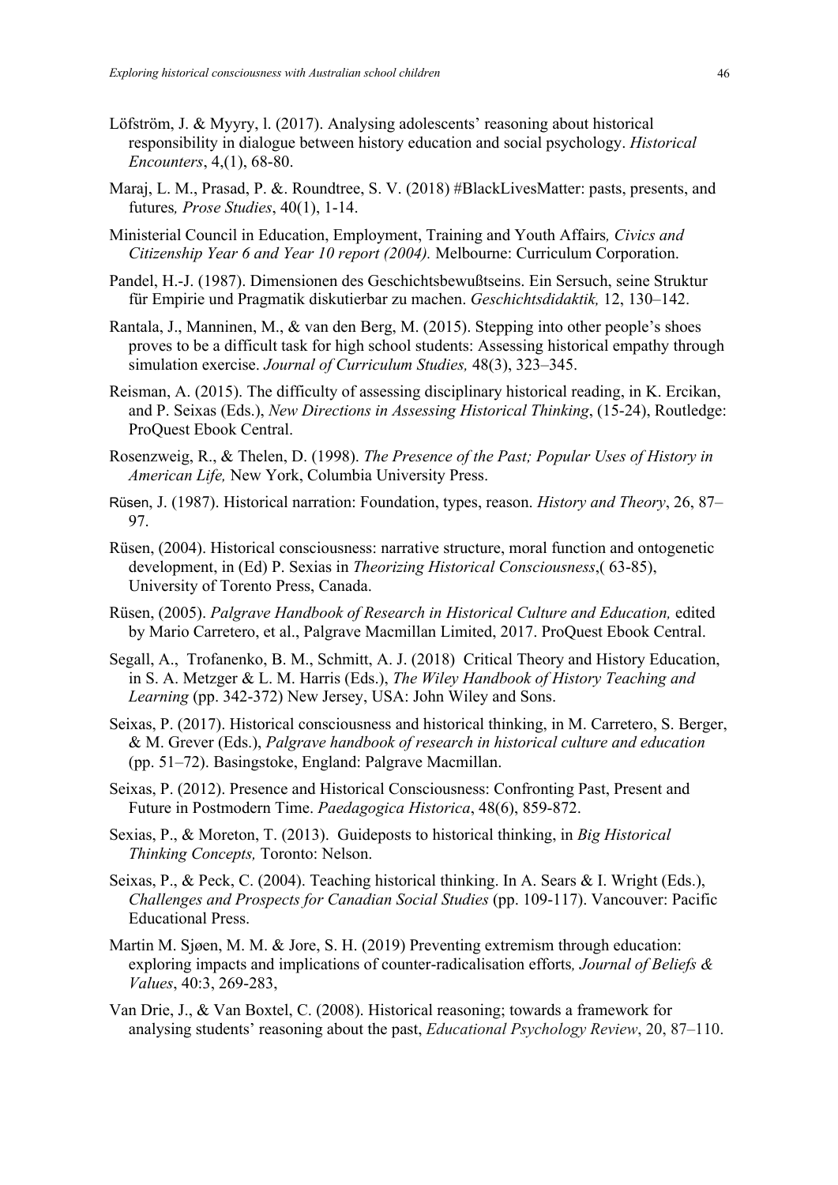Löfström, J. & Myyry, l. (2017). Analysing adolescents' reasoning about historical responsibility in dialogue between history education and social psychology. *Historical Encounters*, 4,(1), 68-80.

Maraj, L. M., Prasad, P. &. Roundtree, S. V. (2018) #BlackLivesMatter: pasts, presents, and futures*, Prose Studies*, 40(1), 1-14.

Ministerial Council in Education, Employment, Training and Youth Affairs*, Civics and Citizenship Year 6 and Year 10 report (2004).* Melbourne: Curriculum Corporation.

Pandel, H.-J. (1987). Dimensionen des Geschichtsbewußtseins. Ein Sersuch, seine Struktur für Empirie und Pragmatik diskutierbar zu machen. *Geschichtsdidaktik,* 12, 130–142.

Rantala, J., Manninen, M., & van den Berg, M. (2015). Stepping into other people's shoes proves to be a difficult task for high school students: Assessing historical empathy through simulation exercise. *Journal of Curriculum Studies,* 48(3), 323–345.

Reisman, A. (2015). The difficulty of assessing disciplinary historical reading, in K. Ercikan, and P. Seixas (Eds.), *New Directions in Assessing Historical Thinking*, (15-24), Routledge: ProQuest Ebook Central.

Rosenzweig, R., & Thelen, D. (1998). *The Presence of the Past; Popular Uses of History in American Life,* New York, Columbia University Press.

Rüsen, J. (1987). Historical narration: Foundation, types, reason. *History and Theory*, 26, 87–97.

Rüsen, (2004). Historical consciousness: narrative structure, moral function and ontogenetic development, in (Ed) P. Sexias in *Theorizing Historical Consciousness*,( 63-85), University of Torento Press, Canada.

Rüsen, (2005). *Palgrave Handbook of Research in Historical Culture and Education,* edited by Mario Carretero, et al., Palgrave Macmillan Limited, 2017. ProQuest Ebook Central.

Segall, A., Trofanenko, B. M., Schmitt, A. J. (2018) Critical Theory and History Education, in S. A. Metzger & L. M. Harris (Eds.), *The Wiley Handbook of History Teaching and Learning* (pp. 342-372) New Jersey, USA: John Wiley and Sons.

Seixas, P. (2017). Historical consciousness and historical thinking, in M. Carretero, S. Berger, & M. Grever (Eds.), *Palgrave handbook of research in historical culture and education* (pp. 51–72). Basingstoke, England: Palgrave Macmillan.

Seixas, P. (2012). Presence and Historical Consciousness: Confronting Past, Present and Future in Postmodern Time. *Paedagogica Historica*, 48(6), 859-872.

Sexias, P., & Moreton, T. (2013). Guideposts to historical thinking, in *Big Historical Thinking Concepts,* Toronto: Nelson.

Seixas, P., & Peck, C. (2004). Teaching historical thinking. In A. Sears & I. Wright (Eds.), *Challenges and Prospects for Canadian Social Studies* (pp. 109-117). Vancouver: Pacific Educational Press.

Martin M. Sjøen, M. M. & Jore, S. H. (2019) Preventing extremism through education: exploring impacts and implications of counter-radicalisation efforts*, Journal of Beliefs & Values*, 40:3, 269-283,

Van Drie, J., & Van Boxtel, C. (2008). Historical reasoning; towards a framework for analysing students' reasoning about the past, *Educational Psychology Review*, 20, 87–110.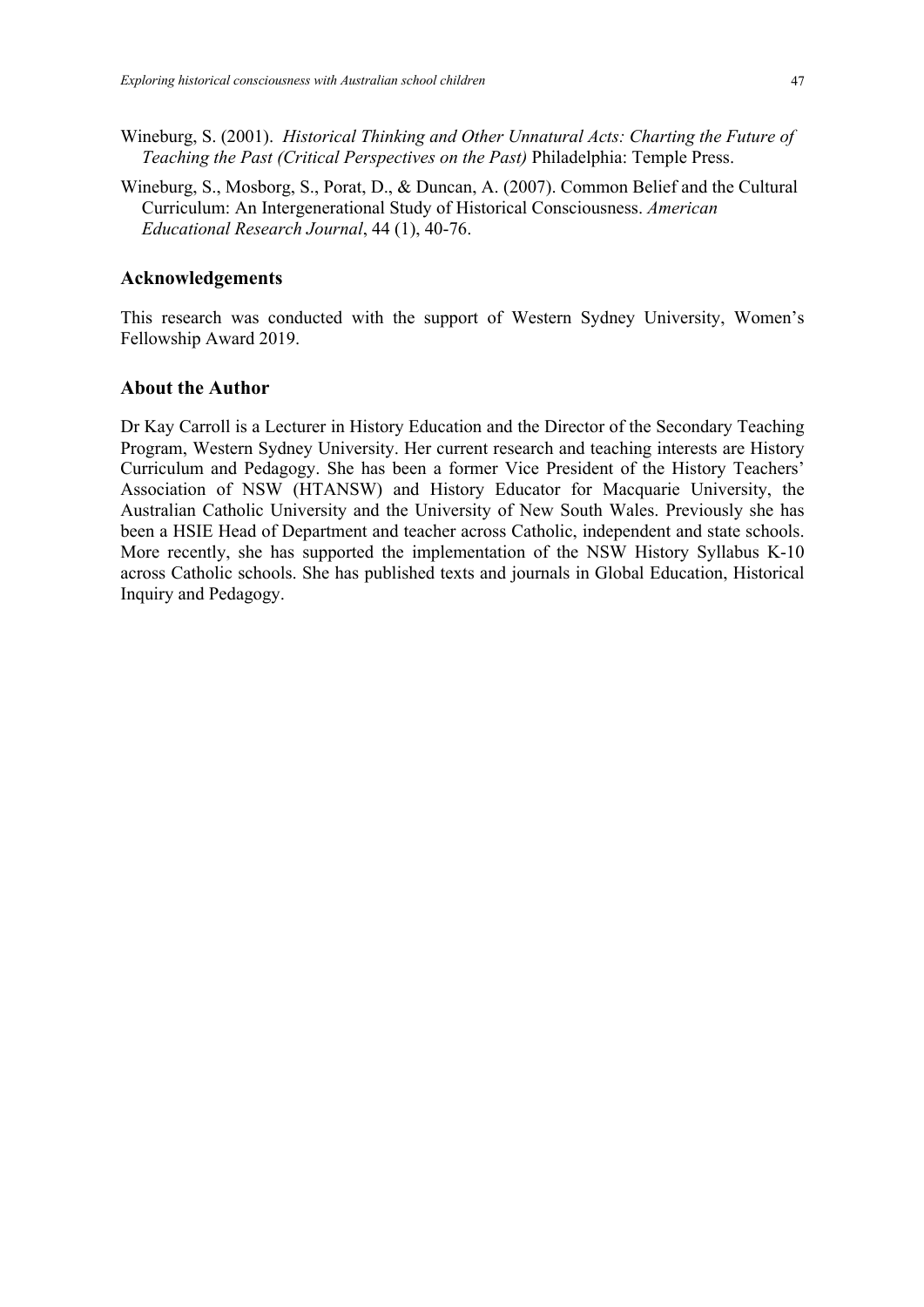Wineburg, S. (2001). *Historical Thinking and Other Unnatural Acts: Charting the Future of Teaching the Past (Critical Perspectives on the Past)* Philadelphia: Temple Press.

Wineburg, S., Mosborg, S., Porat, D., & Duncan, A. (2007). Common Belief and the Cultural Curriculum: An Intergenerational Study of Historical Consciousness. *American Educational Research Journal*, 44 (1), 40-76.

## Acknowledgements

This research was conducted with the support of Western Sydney University, Women's Fellowship Award 2019.

## About the Author

Dr Kay Carroll is a Lecturer in History Education and the Director of the Secondary Teaching Program, Western Sydney University. Her current research and teaching interests are History Curriculum and Pedagogy. She has been a former Vice President of the History Teachers' Association of NSW (HTANSW) and History Educator for Macquarie University, the Australian Catholic University and the University of New South Wales. Previously she has been a HSIE Head of Department and teacher across Catholic, independent and state schools. More recently, she has supported the implementation of the NSW History Syllabus K-10 across Catholic schools. She has published texts and journals in Global Education, Historical Inquiry and Pedagogy.